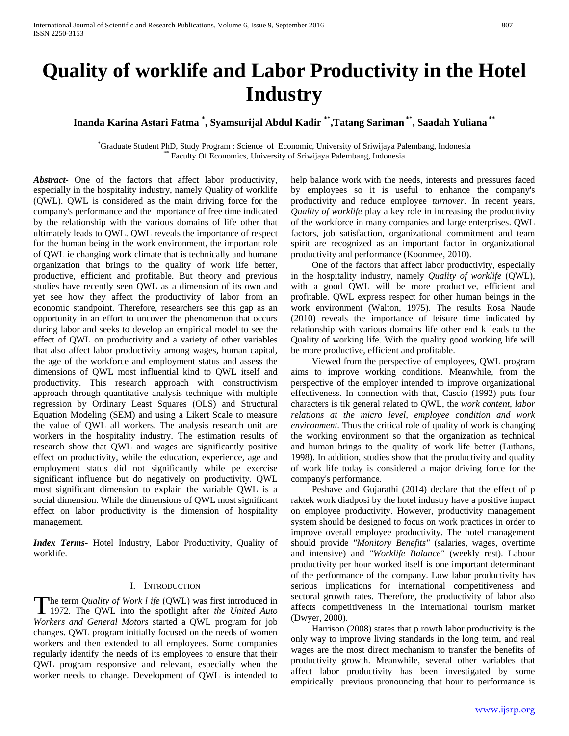# Quality of worklife and Labor Productivity in the Hotel Industry

**Inanda Karina Astari Fatma [*], Syamsurijal Abdul Kadir [**], Tatang Sariman [**], Saadah Yuliana [**]**

[*] Graduate Student PhD, Study Program : Science of Economic, University of Sriwijaya Palembang, Indonesia
[**] Faculty Of Economics, University of Sriwijaya Palembang, Indonesia

***Abstract*-** One of the factors that affect labor productivity, especially in the hospitality industry, namely Quality of worklife (QWL). QWL is considered as the main driving force for the company's performance and the importance of free time indicated by the relationship with the various domains of life other that ultimately leads to QWL. QWL reveals the importance of respect for the human being in the work environment, the important role of QWL ie changing work climate that is technically and humane organization that brings to the quality of work life better, productive, efficient and profitable. But theory and previous studies have recently seen QWL as a dimension of its own and yet see how they affect the productivity of labor from an economic standpoint. Therefore, researchers see this gap as an opportunity in an effort to uncover the phenomenon that occurs during labor and seeks to develop an empirical model to see the effect of QWL on productivity and a variety of other variables that also affect labor productivity among wages, human capital, the age of the workforce and employment status and assess the dimensions of QWL most influential kind to QWL itself and productivity. This research approach with constructivism approach through quantitative analysis technique with multiple regression by Ordinary Least Squares (OLS) and Structural Equation Modeling (SEM) and using a Likert Scale to measure the value of QWL all workers. The analysis research unit are workers in the hospitality industry. The estimation results of research show that QWL and wages are significantly positive effect on productivity, while the education, experience, age and employment status did not significantly while pe exercise significant influence but do negatively on productivity. QWL most significant dimension to explain the variable QWL is a social dimension. While the dimensions of QWL most significant effect on labor productivity is the dimension of hospitality management.

***Index Terms*-** Hotel Industry, Labor Productivity, Quality of worklife.

## I. Introduction

The term *Quality of Work l ife* (QWL) was first introduced in 1972. The QWL into the spotlight after *the United Auto Workers and General Motors* started a QWL program for job changes. QWL program initially focused on the needs of women workers and then extended to all employees. Some companies regularly identify the needs of its employees to ensure that their QWL program responsive and relevant, especially when the worker needs to change. Development of QWL is intended to help balance work with the needs, interests and pressures faced by employees so it is useful to enhance the company's productivity and reduce employee *turnover.* In recent years, *Quality of worklife* play a key role in increasing the productivity of the workforce in many companies and large enterprises. QWL factors, job satisfaction, organizational commitment and team spirit are recognized as an important factor in organizational productivity and performance (Koonmee, 2010).

One of the factors that affect labor productivity, especially in the hospitality industry, namely *Quality of worklife* (QWL), with a good QWL will be more productive, efficient and profitable. QWL express respect for other human beings in the work environment (Walton, 1975). The results Rosa Naude (2010) reveals the importance of leisure time indicated by relationship with various domains life other end k leads to the Quality of working life. With the quality good working life will be more productive, efficient and profitable.

Viewed from the perspective of employees, QWL program aims to improve working conditions. Meanwhile, from the perspective of the employer intended to improve organizational effectiveness. In connection with that, Cascio (1992) puts four characters is tik general related to QWL, the *work content, labor relations at the micro level, employee condition and work environment.* Thus the critical role of quality of work is changing the working environment so that the organization as technical and human brings to the quality of work life better (Luthans, 1998). In addition, studies show that the productivity and quality of work life today is considered a major driving force for the company's performance.

Peshave and Gujarathi (2014) declare that the effect of p raktek work diadposi by the hotel industry have a positive impact on employee productivity. However, productivity management system should be designed to focus on work practices in order to improve overall employee productivity. The hotel management should provide *"Monitory Benefits"* (salaries, wages, overtime and intensive) and *"Worklife Balance"* (weekly rest). Labour productivity per hour worked itself is one important determinant of the performance of the company. Low labor productivity has serious implications for international competitiveness and sectoral growth rates. Therefore, the productivity of labor also affects competitiveness in the international tourism market (Dwyer, 2000).

Harrison (2008) states that p rowth labor productivity is the only way to improve living standards in the long term, and real wages are the most direct mechanism to transfer the benefits of productivity growth. Meanwhile, several other variables that affect labor productivity has been investigated by some empirically previous pronouncing that hour to performance is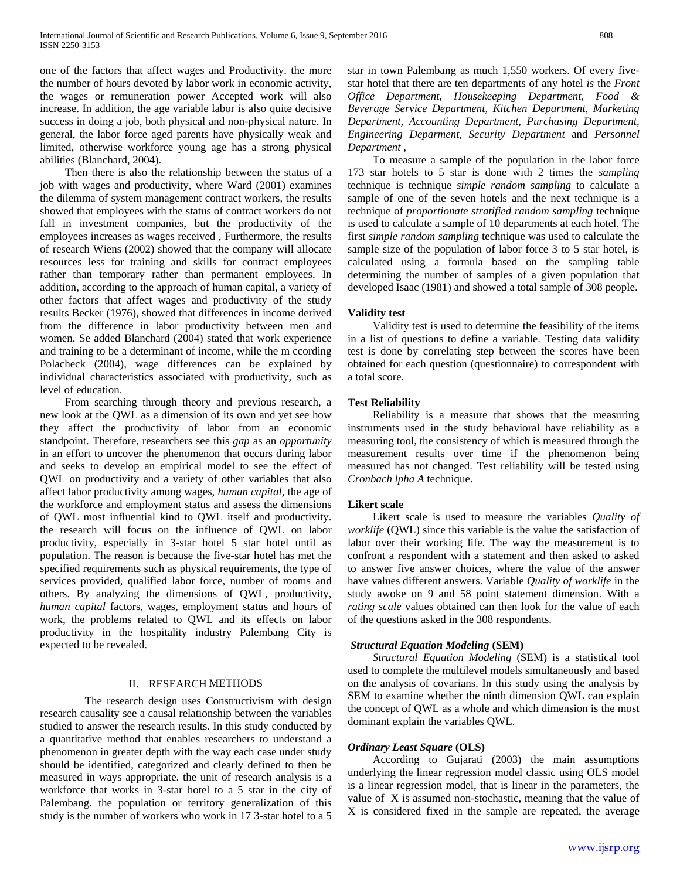one of the factors that affect wages and Productivity. the more the number of hours devoted by labor work in economic activity, the wages or remuneration power Accepted work will also increase. In addition, the age variable labor is also quite decisive success in doing a job, both physical and non-physical nature. In general, the labor force aged parents have physically weak and limited, otherwise workforce young age has a strong physical abilities (Blanchard, 2004).

Then there is also the relationship between the status of a job with wages and productivity, where Ward (2001) examines the dilemma of system management contract workers, the results showed that employees with the status of contract workers do not fall in investment companies, but the productivity of the employees increases as wages received , Furthermore, the results of research Wiens (2002) showed that the company will allocate resources less for training and skills for contract employees rather than temporary rather than permanent employees. In addition, according to the approach of human capital, a variety of other factors that affect wages and productivity of the study results Becker (1976), showed that differences in income derived from the difference in labor productivity between men and women. Se added Blanchard (2004) stated that work experience and training to be a determinant of income, while the m ccording Polacheck (2004), wage differences can be explained by individual characteristics associated with productivity, such as level of education.

From searching through theory and previous research, a new look at the QWL as a dimension of its own and yet see how they affect the productivity of labor from an economic standpoint. Therefore, researchers see this *gap* as an *opportunity* in an effort to uncover the phenomenon that occurs during labor and seeks to develop an empirical model to see the effect of QWL on productivity and a variety of other variables that also affect labor productivity among wages, *human capital,* the age of the workforce and employment status and assess the dimensions of QWL most influential kind to QWL itself and productivity. the research will focus on the influence of QWL on labor productivity, especially in 3-star hotel 5 star hotel until as population. The reason is because the five-star hotel has met the specified requirements such as physical requirements, the type of services provided, qualified labor force, number of rooms and others. By analyzing the dimensions of QWL, productivity, *human capital* factors, wages, employment status and hours of work, the problems related to QWL and its effects on labor productivity in the hospitality industry Palembang City is expected to be revealed.

## II. RESEARCH METHODS

The research design uses Constructivism with design research causality see a causal relationship between the variables studied to answer the research results. In this study conducted by a quantitative method that enables researchers to understand a phenomenon in greater depth with the way each case under study should be identified, categorized and clearly defined to then be measured in ways appropriate. the unit of research analysis is a workforce that works in 3-star hotel to a 5 star in the city of Palembang. the population or territory generalization of this study is the number of workers who work in 17 3-star hotel to a 5 star in town Palembang as much 1,550 workers. Of every five-star hotel that there are ten departments of any hotel *is* the *Front Office Department, Housekeeping Department, Food & Beverage Service Department, Kitchen Department, Marketing Department, Accounting Department, Purchasing Department, Engineering Deparment, Security Department* and *Personnel Department* ,

To measure a sample of the population in the labor force 173 star hotels to 5 star is done with 2 times the *sampling* technique is technique *simple random sampling* to calculate a sample of one of the seven hotels and the next technique is a technique of *proportionate stratified random sampling* technique is used to calculate a sample of 10 departments at each hotel. The first *simple random sampling* technique was used to calculate the sample size of the population of labor force 3 to 5 star hotel, is calculated using a formula based on the sampling table determining the number of samples of a given population that developed Isaac (1981) and showed a total sample of 308 people.

### Validity test

Validity test is used to determine the feasibility of the items in a list of questions to define a variable. Testing data validity test is done by correlating step between the scores have been obtained for each question (questionnaire) to correspondent with a total score.

### Test Reliability

Reliability is a measure that shows that the measuring instruments used in the study behavioral have reliability as a measuring tool, the consistency of which is measured through the measurement results over time if the phenomenon being measured has not changed. Test reliability will be tested using *Cronbach lpha A* technique.

### Likert scale

Likert scale is used to measure the variables *Quality of worklife* (QWL) since this variable is the value the satisfaction of labor over their working life. The way the measurement is to confront a respondent with a statement and then asked to asked to answer five answer choices, where the value of the answer have values different answers. Variable *Quality of worklife* in the study awoke on 9 and 58 point statement dimension. With a *rating scale* values obtained can then look for the value of each of the questions asked in the 308 respondents.

### *Structural Equation Modeling* (SEM)

*Structural Equation Modeling* (SEM) is a statistical tool used to complete the multilevel models simultaneously and based on the analysis of covarians. In this study using the analysis by SEM to examine whether the ninth dimension QWL can explain the concept of QWL as a whole and which dimension is the most dominant explain the variables QWL.

### *Ordinary Least Square* (OLS)

According to Gujarati (2003) the main assumptions underlying the linear regression model classic using OLS model is a linear regression model, that is linear in the parameters, the value of X is assumed non-stochastic, meaning that the value of X is considered fixed in the sample are repeated, the average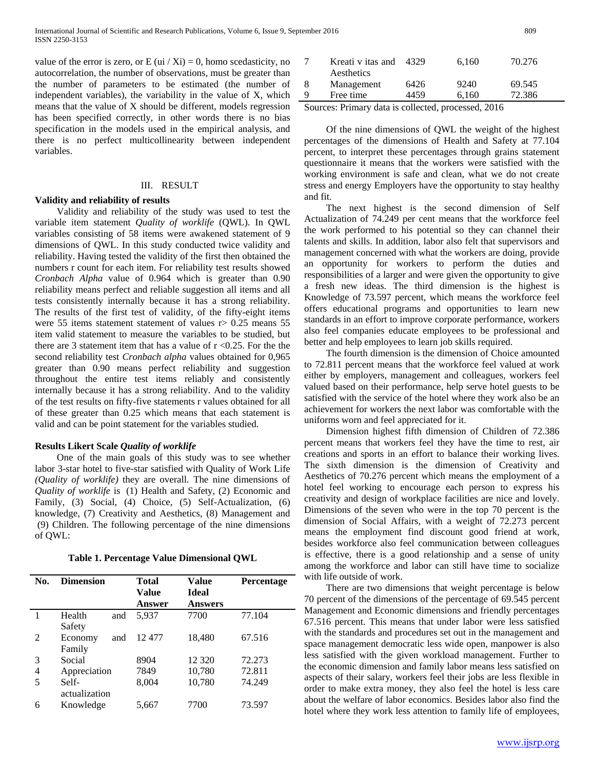value of the error is zero, or E (ui / Xi) = 0, homo scedasticity, no autocorrelation, the number of observations, must be greater than the number of parameters to be estimated (the number of independent variables), the variability in the value of X, which means that the value of X should be different, models regression has been specified correctly, in other words there is no bias specification in the models used in the empirical analysis, and there is no perfect multicollinearity between independent variables.

## III. RESULT

**Validity and reliability of results**

Validity and reliability of the study was used to test the variable item statement *Quality of worklife* (QWL). In QWL variables consisting of 58 items were awakened statement of 9 dimensions of QWL. In this study conducted twice validity and reliability. Having tested the validity of the first then obtained the numbers r count for each item. For reliability test results showed *Cronbach Alpha* value of 0.964 which is greater than 0.90 reliability means perfect and reliable suggestion all items and all tests consistently internally because it has a strong reliability. The results of the first test of validity, of the fifty-eight items were 55 items statement statement of values r> 0.25 means 55 item valid statement to measure the variables to be studied, but there are 3 statement item that has a value of r <0.25. For the the second reliability test *Cronbach alpha* values obtained for 0,965 greater than 0.90 means perfect reliability and suggestion throughout the entire test items reliably and consistently internally because it has a strong reliability. And to the validity of the test results on fifty-five statements r values obtained for all of these greater than 0.25 which means that each statement is valid and can be point statement for the variables studied.

**Results Likert Scale *Quality of worklife***

One of the main goals of this study was to see whether labor 3-star hotel to five-star satisfied with Quality of Work Life *(Quality of worklife)* they are overall. The nine dimensions of *Quality of worklife* is (1) Health and Safety, (2) Economic and Family, (3) Social, (4) Choice, (5) Self-Actualization, (6) knowledge, (7) Creativity and Aesthetics, (8) Management and (9) Children. The following percentage of the nine dimensions of QWL:

**Table 1. Percentage Value Dimensional QWL**

| No. | Dimension | Total Value Answer | Value Ideal Answers | Percentage |
|---|---|---|---|---|
| 1 | Health and Safety | 5,937 | 7700 | 77.104 |
| 2 | Economy and Family | 12 477 | 18,480 | 67.516 |
| 3 | Social | 8904 | 12 320 | 72.273 |
| 4 | Appreciation | 7849 | 10,780 | 72.811 |
| 5 | Self-actualization | 8,004 | 10,780 | 74.249 |
| 6 | Knowledge | 5,667 | 7700 | 73.597 |
| 7 | Kreati v itas and Aesthetics | 4329 | 6,160 | 70.276 |
| 8 | Management | 6426 | 9240 | 69.545 |
| 9 | Free time | 4459 | 6,160 | 72.386 |

Sources: Primary data is collected, processed, 2016

Of the nine dimensions of QWL the weight of the highest percentages of the dimensions of Health and Safety at 77.104 percent, to interpret these percentages through grains statement questionnaire it means that the workers were satisfied with the working environment is safe and clean, what we do not create stress and energy Employers have the opportunity to stay healthy and fit.

The next highest is the second dimension of Self Actualization of 74.249 per cent means that the workforce feel the work performed to his potential so they can channel their talents and skills. In addition, labor also felt that supervisors and management concerned with what the workers are doing, provide an opportunity for workers to perform the duties and responsibilities of a larger and were given the opportunity to give a fresh new ideas. The third dimension is the highest is Knowledge of 73.597 percent, which means the workforce feel offers educational programs and opportunities to learn new standards in an effort to improve corporate performance, workers also feel companies educate employees to be professional and better and help employees to learn job skills required.

The fourth dimension is the dimension of Choice amounted to 72.811 percent means that the workforce feel valued at work either by employers, management and colleagues, workers feel valued based on their performance, help serve hotel guests to be satisfied with the service of the hotel where they work also be an achievement for workers the next labor was comfortable with the uniforms worn and feel appreciated for it.

Dimension highest fifth dimension of Children of 72.386 percent means that workers feel they have the time to rest, air creations and sports in an effort to balance their working lives. The sixth dimension is the dimension of Creativity and Aesthetics of 70.276 percent which means the employment of a hotel feel working to encourage each person to express his creativity and design of workplace facilities are nice and lovely. Dimensions of the seven who were in the top 70 percent is the dimension of Social Affairs, with a weight of 72.273 percent means the employment find discount good friend at work, besides workforce also feel communication between colleagues is effective, there is a good relationship and a sense of unity among the workforce and labor can still have time to socialize with life outside of work.

There are two dimensions that weight percentage is below 70 percent of the dimensions of the percentage of 69.545 percent Management and Economic dimensions and friendly percentages 67.516 percent. This means that under labor were less satisfied with the standards and procedures set out in the management and space management democratic less wide open, manpower is also less satisfied with the given workload management. Further to the economic dimension and family labor means less satisfied on aspects of their salary, workers feel their jobs are less flexible in order to make extra money, they also feel the hotel is less care about the welfare of labor economics. Besides labor also find the hotel where they work less attention to family life of employees,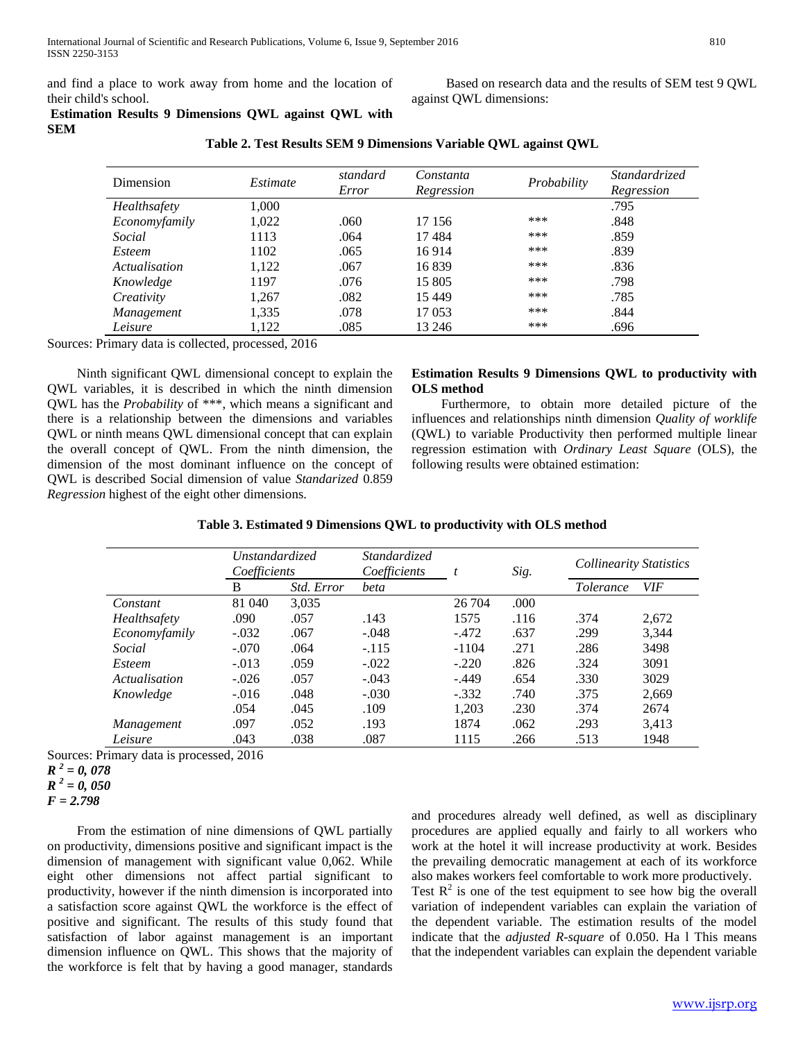and find a place to work away from home and the location of their child's school.

**Estimation Results 9 Dimensions QWL against QWL with SEM**

Based on research data and the results of SEM test 9 QWL against QWL dimensions:

**Table 2. Test Results SEM 9 Dimensions Variable QWL against QWL**

| Dimension | *Estimate* | *standard Error* | *Constanta Regression* | *Probability* | *Standardrized Regression* |
|---|---|---|---|---|---|
| *Healthsafety* | 1,000 | | | | .795 |
| *Economyfamily* | 1,022 | .060 | 17 156 | *** | .848 |
| *Social* | 1113 | .064 | 17 484 | *** | .859 |
| *Esteem* | 1102 | .065 | 16 914 | *** | .839 |
| *Actualisation* | 1,122 | .067 | 16 839 | *** | .836 |
| *Knowledge* | 1197 | .076 | 15 805 | *** | .798 |
| *Creativity* | 1,267 | .082 | 15 449 | *** | .785 |
| *Management* | 1,335 | .078 | 17 053 | *** | .844 |
| *Leisure* | 1,122 | .085 | 13 246 | *** | .696 |

Sources: Primary data is collected, processed, 2016

Ninth significant QWL dimensional concept to explain the QWL variables, it is described in which the ninth dimension QWL has the *Probability* of ***, which means a significant and there is a relationship between the dimensions and variables QWL or ninth means QWL dimensional concept that can explain the overall concept of QWL. From the ninth dimension, the dimension of the most dominant influence on the concept of QWL is described Social dimension of value *Standarized* 0.859 *Regression* highest of the eight other dimensions.

**Estimation Results 9 Dimensions QWL to productivity with OLS method**

Furthermore, to obtain more detailed picture of the influences and relationships ninth dimension *Quality of worklife* (QWL) to variable Productivity then performed multiple linear regression estimation with *Ordinary Least Square* (OLS), the following results were obtained estimation:

**Table 3. Estimated 9 Dimensions QWL to productivity with OLS method**

| | *Unstandardized Coefficients* | | *Standardized Coefficients* | *t* | *Sig.* | *Collinearity Statistics* | |
|---|---|---|---|---|---|---|---|
| | B | *Std. Error* | *beta* | | | *Tolerance* | *VIF* |
| *Constant* | 81 040 | 3,035 | | 26 704 | .000 | | |
| *Healthsafety* | .090 | .057 | .143 | 1575 | .116 | .374 | 2,672 |
| *Economyfamily* | -.032 | .067 | -.048 | -.472 | .637 | .299 | 3,344 |
| *Social* | -.070 | .064 | -.115 | -1104 | .271 | .286 | 3498 |
| *Esteem* | -.013 | .059 | -.022 | -.220 | .826 | .324 | 3091 |
| *Actualisation* | -.026 | .057 | -.043 | -.449 | .654 | .330 | 3029 |
| *Knowledge* | -.016 | .048 | -.030 | -.332 | .740 | .375 | 2,669 |
| | .054 | .045 | .109 | 1,203 | .230 | .374 | 2674 |
| *Management* | .097 | .052 | .193 | 1874 | .062 | .293 | 3,413 |
| *Leisure* | .043 | .038 | .087 | 1115 | .266 | .513 | 1948 |

Sources: Primary data is processed, 2016

***$R^2$ = 0, 078***

***$R^2$ = 0, 050***

***F = 2.798***

From the estimation of nine dimensions of QWL partially on productivity, dimensions positive and significant impact is the dimension of management with significant value 0,062. While eight other dimensions not affect partial significant to productivity, however if the ninth dimension is incorporated into a satisfaction score against QWL the workforce is the effect of positive and significant. The results of this study found that satisfaction of labor against management is an important dimension influence on QWL. This shows that the majority of the workforce is felt that by having a good manager, standards and procedures already well defined, as well as disciplinary procedures are applied equally and fairly to all workers who work at the hotel it will increase productivity at work. Besides the prevailing democratic management at each of its workforce also makes workers feel comfortable to work more productively.

Test $R^2$ is one of the test equipment to see how big the overall variation of independent variables can explain the variation of the dependent variable. The estimation results of the model indicate that the *adjusted R-square* of 0.050. Ha l This means that the independent variables can explain the dependent variable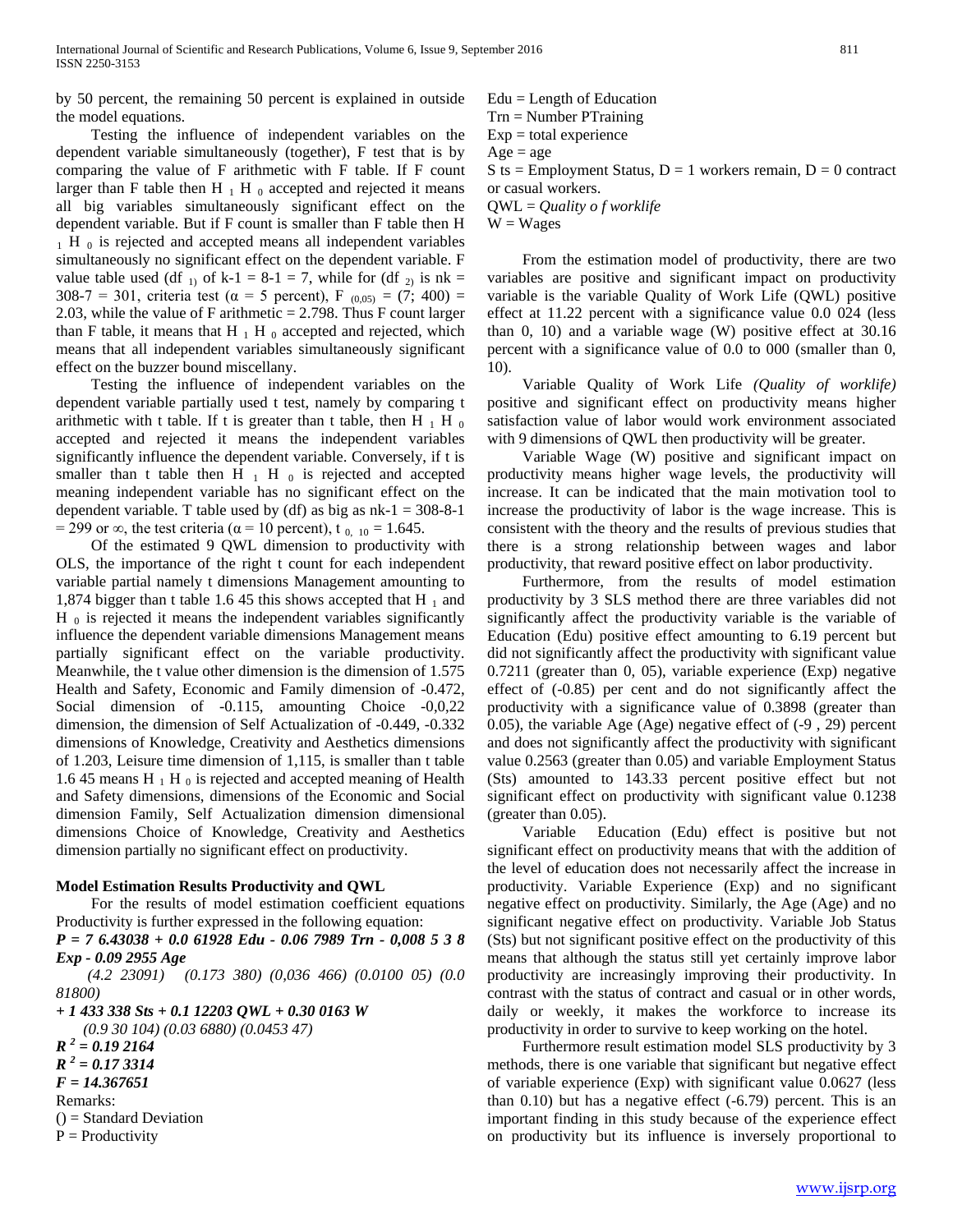by 50 percent, the remaining 50 percent is explained in outside the model equations.

Testing the influence of independent variables on the dependent variable simultaneously (together), F test that is by comparing the value of F arithmetic with F table. If F count larger than F table then $H_1$ $H_0$ accepted and rejected it means all big variables simultaneously significant effect on the dependent variable. But if F count is smaller than F table then $H_1$ $H_0$ is rejected and accepted means all independent variables simultaneously no significant effect on the dependent variable. F value table used ($df_{1)}$ of k-1 = 8-1 = 7, while for ($df_{2)}$ is nk = 308-7 = 301, criteria test (α = 5 percent), $F_{(0,05)}$ = (7; 400) = 2.03, while the value of F arithmetic = 2.798. Thus F count larger than F table, it means that $H_1$ $H_0$ accepted and rejected, which means that all independent variables simultaneously significant effect on the buzzer bound miscellany.

Testing the influence of independent variables on the dependent variable partially used t test, namely by comparing t arithmetic with t table. If t is greater than t table, then $H_1$ $H_0$ accepted and rejected it means the independent variables significantly influence the dependent variable. Conversely, if t is smaller than t table then $H_1$ $H_0$ is rejected and accepted meaning independent variable has no significant effect on the dependent variable. T table used by (df) as big as nk-1 = 308-8-1 = 299 or ∞, the test criteria (α = 10 percent), $t_{0,\ 10}$ = 1.645.

Of the estimated 9 QWL dimension to productivity with OLS, the importance of the right t count for each independent variable partial namely t dimensions Management amounting to 1,874 bigger than t table 1.6 45 this shows accepted that $H_1$ and $H_0$ is rejected it means the independent variables significantly influence the dependent variable dimensions Management means partially significant effect on the variable productivity. Meanwhile, the t value other dimension is the dimension of 1.575 Health and Safety, Economic and Family dimension of -0.472, Social dimension of -0.115, amounting Choice -0,0,22 dimension, the dimension of Self Actualization of -0.449, -0.332 dimensions of Knowledge, Creativity and Aesthetics dimensions of 1.203, Leisure time dimension of 1,115, is smaller than t table 1.6 45 means $H_1$ $H_0$ is rejected and accepted meaning of Health and Safety dimensions, dimensions of the Economic and Social dimension Family, Self Actualization dimension dimensional dimensions Choice of Knowledge, Creativity and Aesthetics dimension partially no significant effect on productivity.

**Model Estimation Results Productivity and QWL**

For the results of model estimation coefficient equations Productivity is further expressed in the following equation:

***P = 7 6.43038 + 0.0 61928 Edu - 0.06 7989 Trn - 0,008 5 3 8 Exp - 0.09 2955 Age***

*(4.2 23091) (0.173 380) (0,036 466) (0.0100 05) (0.0 81800)*

***+ 1 433 338 Sts + 0.1 12203 QWL + 0.30 0163 W***

*(0.9 30 104) (0.03 6880) (0.0453 47)*

***$R^2$ = 0.19 2164***

***$R^2$ = 0.17 3314***

***F = 14.367651***

Remarks:

() = Standard Deviation

P = Productivity

Edu = Length of Education

Trn = Number PTraining

Exp = total experience

Age = age

S ts = Employment Status, D = 1 workers remain, D = 0 contract or casual workers.

QWL = *Quality o f worklife*

W = Wages

From the estimation model of productivity, there are two variables are positive and significant impact on productivity variable is the variable Quality of Work Life (QWL) positive effect at 11.22 percent with a significance value 0.0 024 (less than 0, 10) and a variable wage (W) positive effect at 30.16 percent with a significance value of 0.0 to 000 (smaller than 0, 10).

Variable Quality of Work Life *(Quality of worklife)* positive and significant effect on productivity means higher satisfaction value of labor would work environment associated with 9 dimensions of QWL then productivity will be greater.

Variable Wage (W) positive and significant impact on productivity means higher wage levels, the productivity will increase. It can be indicated that the main motivation tool to increase the productivity of labor is the wage increase. This is consistent with the theory and the results of previous studies that there is a strong relationship between wages and labor productivity, that reward positive effect on labor productivity.

Furthermore, from the results of model estimation productivity by 3 SLS method there are three variables did not significantly affect the productivity variable is the variable of Education (Edu) positive effect amounting to 6.19 percent but did not significantly affect the productivity with significant value 0.7211 (greater than 0, 05), variable experience (Exp) negative effect of (-0.85) per cent and do not significantly affect the productivity with a significance value of 0.3898 (greater than 0.05), the variable Age (Age) negative effect of (-9 , 29) percent and does not significantly affect the productivity with significant value 0.2563 (greater than 0.05) and variable Employment Status (Sts) amounted to 143.33 percent positive effect but not significant effect on productivity with significant value 0.1238 (greater than 0.05).

Variable Education (Edu) effect is positive but not significant effect on productivity means that with the addition of the level of education does not necessarily affect the increase in productivity. Variable Experience (Exp) and no significant negative effect on productivity. Similarly, the Age (Age) and no significant negative effect on productivity. Variable Job Status (Sts) but not significant positive effect on the productivity of this means that although the status still yet certainly improve labor productivity are increasingly improving their productivity. In contrast with the status of contract and casual or in other words, daily or weekly, it makes the workforce to increase its productivity in order to survive to keep working on the hotel.

Furthermore result estimation model SLS productivity by 3 methods, there is one variable that significant but negative effect of variable experience (Exp) with significant value 0.0627 (less than 0.10) but has a negative effect (-6.79) percent. This is an important finding in this study because of the experience effect on productivity but its influence is inversely proportional to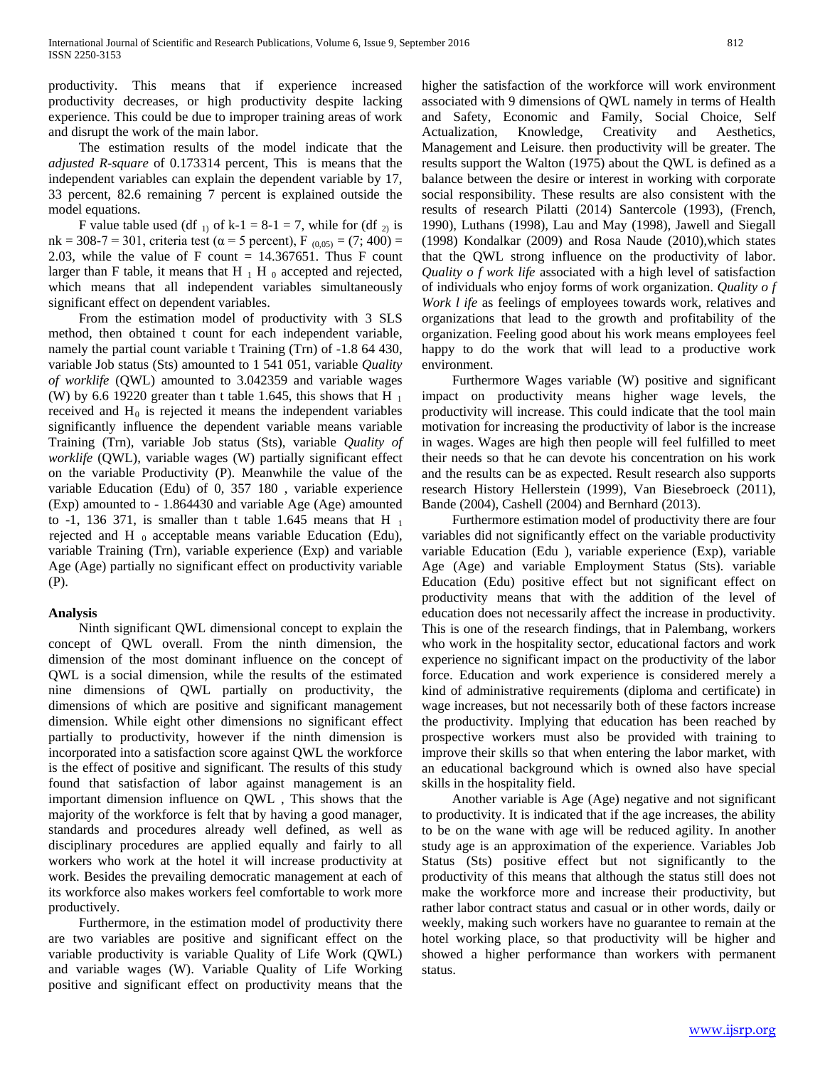productivity. This means that if experience increased productivity decreases, or high productivity despite lacking experience. This could be due to improper training areas of work and disrupt the work of the main labor.

The estimation results of the model indicate that the *adjusted R-square* of 0.173314 percent, This is means that the independent variables can explain the dependent variable by 17, 33 percent, 82.6 remaining 7 percent is explained outside the model equations.

F value table used (df $_{1)}$ of k-1 = 8-1 = 7, while for (df $_{2)}$ is nk = 308-7 = 301, criteria test (α = 5 percent), F $_{(0,05)}$ = (7; 400) = 2.03, while the value of F count = 14.367651. Thus F count larger than F table, it means that H $_1$ H $_0$ accepted and rejected, which means that all independent variables simultaneously significant effect on dependent variables.

From the estimation model of productivity with 3 SLS method, then obtained t count for each independent variable, namely the partial count variable t Training (Trn) of -1.8 64 430, variable Job status (Sts) amounted to 1 541 051, variable *Quality of worklife* (QWL) amounted to 3.042359 and variable wages (W) by 6.6 19220 greater than t table 1.645, this shows that H $_1$ received and $H_0$ is rejected it means the independent variables significantly influence the dependent variable means variable Training (Trn), variable Job status (Sts), variable *Quality of worklife* (QWL), variable wages (W) partially significant effect on the variable Productivity (P). Meanwhile the value of the variable Education (Edu) of 0, 357 180 , variable experience (Exp) amounted to - 1.864430 and variable Age (Age) amounted to -1, 136 371, is smaller than t table 1.645 means that H $_1$ rejected and H $_0$ acceptable means variable Education (Edu), variable Training (Trn), variable experience (Exp) and variable Age (Age) partially no significant effect on productivity variable (P).

### Analysis

Ninth significant QWL dimensional concept to explain the concept of QWL overall. From the ninth dimension, the dimension of the most dominant influence on the concept of QWL is a social dimension, while the results of the estimated nine dimensions of QWL partially on productivity, the dimensions of which are positive and significant management dimension. While eight other dimensions no significant effect partially to productivity, however if the ninth dimension is incorporated into a satisfaction score against QWL the workforce is the effect of positive and significant. The results of this study found that satisfaction of labor against management is an important dimension influence on QWL , This shows that the majority of the workforce is felt that by having a good manager, standards and procedures already well defined, as well as disciplinary procedures are applied equally and fairly to all workers who work at the hotel it will increase productivity at work. Besides the prevailing democratic management at each of its workforce also makes workers feel comfortable to work more productively.

Furthermore, in the estimation model of productivity there are two variables are positive and significant effect on the variable productivity is variable Quality of Life Work (QWL) and variable wages (W). Variable Quality of Life Working positive and significant effect on productivity means that the higher the satisfaction of the workforce will work environment associated with 9 dimensions of QWL namely in terms of Health and Safety, Economic and Family, Social Choice, Self Actualization, Knowledge, Creativity and Aesthetics, Management and Leisure. then productivity will be greater. The results support the Walton (1975) about the QWL is defined as a balance between the desire or interest in working with corporate social responsibility. These results are also consistent with the results of research Pilatti (2014) Santercole (1993), (French, 1990), Luthans (1998), Lau and May (1998), Jawell and Siegall (1998) Kondalkar (2009) and Rosa Naude (2010),which states that the QWL strong influence on the productivity of labor. *Quality o f work life* associated with a high level of satisfaction of individuals who enjoy forms of work organization. *Quality o f Work l ife* as feelings of employees towards work, relatives and organizations that lead to the growth and profitability of the organization. Feeling good about his work means employees feel happy to do the work that will lead to a productive work environment.

Furthermore Wages variable (W) positive and significant impact on productivity means higher wage levels, the productivity will increase. This could indicate that the tool main motivation for increasing the productivity of labor is the increase in wages. Wages are high then people will feel fulfilled to meet their needs so that he can devote his concentration on his work and the results can be as expected. Result research also supports research History Hellerstein (1999), Van Biesebroeck (2011), Bande (2004), Cashell (2004) and Bernhard (2013).

Furthermore estimation model of productivity there are four variables did not significantly effect on the variable productivity variable Education (Edu ), variable experience (Exp), variable Age (Age) and variable Employment Status (Sts). variable Education (Edu) positive effect but not significant effect on productivity means that with the addition of the level of education does not necessarily affect the increase in productivity. This is one of the research findings, that in Palembang, workers who work in the hospitality sector, educational factors and work experience no significant impact on the productivity of the labor force. Education and work experience is considered merely a kind of administrative requirements (diploma and certificate) in wage increases, but not necessarily both of these factors increase the productivity. Implying that education has been reached by prospective workers must also be provided with training to improve their skills so that when entering the labor market, with an educational background which is owned also have special skills in the hospitality field.

Another variable is Age (Age) negative and not significant to productivity. It is indicated that if the age increases, the ability to be on the wane with age will be reduced agility. In another study age is an approximation of the experience. Variables Job Status (Sts) positive effect but not significantly to the productivity of this means that although the status still does not make the workforce more and increase their productivity, but rather labor contract status and casual or in other words, daily or weekly, making such workers have no guarantee to remain at the hotel working place, so that productivity will be higher and showed a higher performance than workers with permanent status.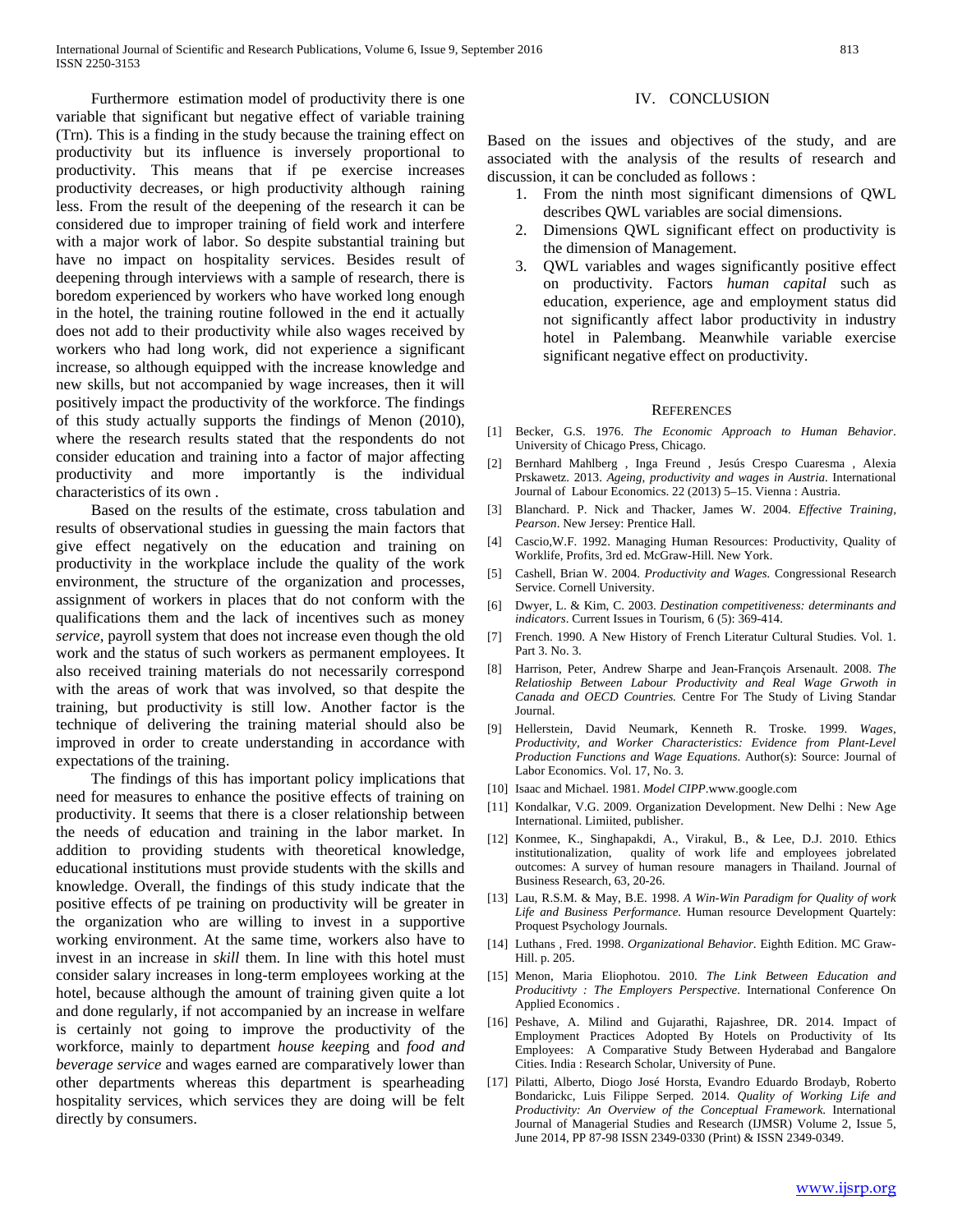Furthermore estimation model of productivity there is one variable that significant but negative effect of variable training (Trn). This is a finding in the study because the training effect on productivity but its influence is inversely proportional to productivity. This means that if pe exercise increases productivity decreases, or high productivity although raining less. From the result of the deepening of the research it can be considered due to improper training of field work and interfere with a major work of labor. So despite substantial training but have no impact on hospitality services. Besides result of deepening through interviews with a sample of research, there is boredom experienced by workers who have worked long enough in the hotel, the training routine followed in the end it actually does not add to their productivity while also wages received by workers who had long work, did not experience a significant increase, so although equipped with the increase knowledge and new skills, but not accompanied by wage increases, then it will positively impact the productivity of the workforce. The findings of this study actually supports the findings of Menon (2010), where the research results stated that the respondents do not consider education and training into a factor of major affecting productivity and more importantly is the individual characteristics of its own .

Based on the results of the estimate, cross tabulation and results of observational studies in guessing the main factors that give effect negatively on the education and training on productivity in the workplace include the quality of the work environment, the structure of the organization and processes, assignment of workers in places that do not conform with the qualifications them and the lack of incentives such as money *service*, payroll system that does not increase even though the old work and the status of such workers as permanent employees. It also received training materials do not necessarily correspond with the areas of work that was involved, so that despite the training, but productivity is still low. Another factor is the technique of delivering the training material should also be improved in order to create understanding in accordance with expectations of the training.

The findings of this has important policy implications that need for measures to enhance the positive effects of training on productivity. It seems that there is a closer relationship between the needs of education and training in the labor market. In addition to providing students with theoretical knowledge, educational institutions must provide students with the skills and knowledge. Overall, the findings of this study indicate that the positive effects of pe training on productivity will be greater in the organization who are willing to invest in a supportive working environment. At the same time, workers also have to invest in an increase in *skill* them. In line with this hotel must consider salary increases in long-term employees working at the hotel, because although the amount of training given quite a lot and done regularly, if not accompanied by an increase in welfare is certainly not going to improve the productivity of the workforce, mainly to department *house keeping* and *food and beverage service* and wages earned are comparatively lower than other departments whereas this department is spearheading hospitality services, which services they are doing will be felt directly by consumers.

## IV. CONCLUSION

Based on the issues and objectives of the study, and are associated with the analysis of the results of research and discussion, it can be concluded as follows :

1. From the ninth most significant dimensions of QWL describes QWL variables are social dimensions.
2. Dimensions QWL significant effect on productivity is the dimension of Management.
3. QWL variables and wages significantly positive effect on productivity. Factors *human capital* such as education, experience, age and employment status did not significantly affect labor productivity in industry hotel in Palembang. Meanwhile variable exercise significant negative effect on productivity.

## REFERENCES

[1] Becker, G.S. 1976. *The Economic Approach to Human Behavior*. University of Chicago Press, Chicago.

[2] Bernhard Mahlberg , Inga Freund , Jesús Crespo Cuaresma , Alexia Prskawetz. 2013. *Ageing, productivity and wages in Austria*. International Journal of Labour Economics. 22 (2013) 5–15. Vienna : Austria.

[3] Blanchard. P. Nick and Thacker, James W. 2004. *Effective Training, Pearson*. New Jersey: Prentice Hall.

[4] Cascio,W.F. 1992. Managing Human Resources: Productivity, Quality of Worklife, Profits, 3rd ed. McGraw-Hill. New York.

[5] Cashell, Brian W. 2004. *Productivity and Wages.* Congressional Research Service. Cornell University.

[6] Dwyer, L. & Kim, C. 2003. *Destination competitiveness: determinants and indicators*. Current Issues in Tourism, 6 (5): 369-414.

[7] French. 1990. A New History of French Literatur Cultural Studies. Vol. 1. Part 3. No. 3.

[8] Harrison, Peter, Andrew Sharpe and Jean-François Arsenault. 2008. *The Relatioship Between Labour Productivity and Real Wage Grwoth in Canada and OECD Countries.* Centre For The Study of Living Standar Journal.

[9] Hellerstein, David Neumark, Kenneth R. Troske. 1999. *Wages, Productivity, and Worker Characteristics: Evidence from Plant-Level Production Functions and Wage Equations*. Author(s): Source: Journal of Labor Economics. Vol. 17, No. 3.

[10] Isaac and Michael. 1981. *Model CIPP*.www.google.com

[11] Kondalkar, V.G. 2009. Organization Development. New Delhi : New Age International. Limiited, publisher.

[12] Konmee, K., Singhapakdi, A., Virakul, B., & Lee, D.J. 2010. Ethics institutionalization, quality of work life and employees jobrelated outcomes: A survey of human resoure managers in Thailand. Journal of Business Research, 63, 20-26.

[13] Lau, R.S.M. & May, B.E. 1998. *A Win-Win Paradigm for Quality of work Life and Business Performance.* Human resource Development Quartely: Proquest Psychology Journals.

[14] Luthans , Fred. 1998. *Organizational Behavior*. Eighth Edition. MC Graw-Hill. p. 205.

[15] Menon, Maria Eliophotou. 2010. *The Link Between Education and Productivity : The Employers Perspective*. International Conference On Applied Economics .

[16] Peshave, A. Milind and Gujarathi, Rajashree, DR. 2014. Impact of Employment Practices Adopted By Hotels on Productivity of Its Employees: A Comparative Study Between Hyderabad and Bangalore Cities. India : Research Scholar, University of Pune.

[17] Pilatti, Alberto, Diogo José Horsta, Evandro Eduardo Brodayb, Roberto Bondarickc, Luis Filippe Serped. 2014. *Quality of Working Life and Productivity: An Overview of the Conceptual Framework.* International Journal of Managerial Studies and Research (IJMSR) Volume 2, Issue 5, June 2014, PP 87-98 ISSN 2349-0330 (Print) & ISSN 2349-0349.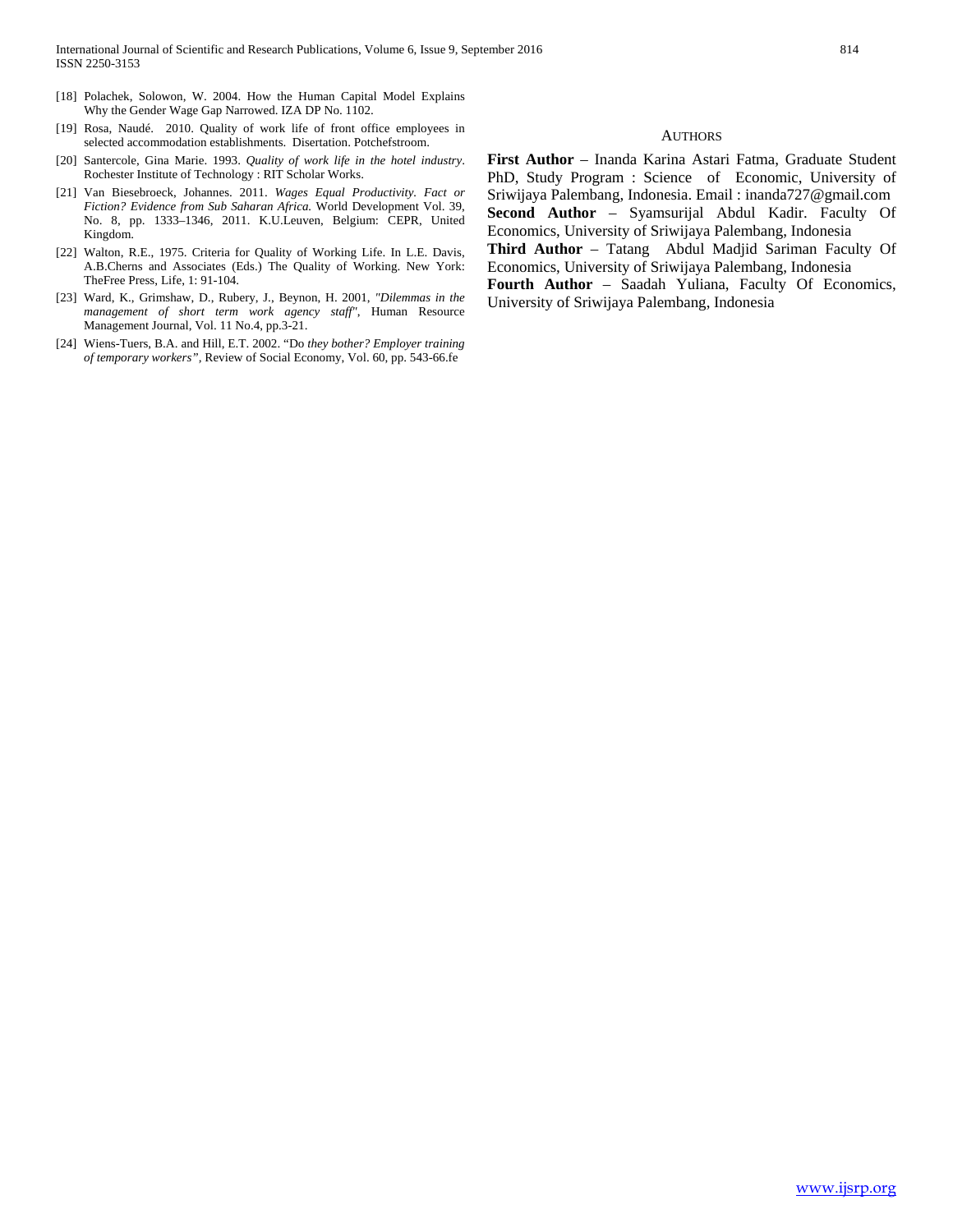[18] Polachek, Solowon, W. 2004. How the Human Capital Model Explains Why the Gender Wage Gap Narrowed. IZA DP No. 1102.

[19] Rosa, Naudé. 2010. Quality of work life of front office employees in selected accommodation establishments. Disertation. Potchefstroom.

[20] Santercole, Gina Marie. 1993. *Quality of work life in the hotel industry*. Rochester Institute of Technology : RIT Scholar Works.

[21] Van Biesebroeck, Johannes. 2011. *Wages Equal Productivity. Fact or Fiction? Evidence from Sub Saharan Africa.* World Development Vol. 39, No. 8, pp. 1333–1346, 2011. K.U.Leuven, Belgium: CEPR, United Kingdom.

[22] Walton, R.E., 1975. Criteria for Quality of Working Life. In L.E. Davis, A.B.Cherns and Associates (Eds.) The Quality of Working. New York: TheFree Press, Life, 1: 91-104.

[23] Ward, K., Grimshaw, D., Rubery, J., Beynon, H. 2001, *"Dilemmas in the management of short term work agency staff"*, Human Resource Management Journal, Vol. 11 No.4, pp.3-21.

[24] Wiens-Tuers, B.A. and Hill, E.T. 2002. "Do *they bother? Employer training of temporary workers"*, Review of Social Economy, Vol. 60, pp. 543-66.fe

## AUTHORS

**First Author** – Inanda Karina Astari Fatma, Graduate Student PhD, Study Program : Science of Economic, University of Sriwijaya Palembang, Indonesia. Email : inanda727@gmail.com

**Second Author** – Syamsurijal Abdul Kadir. Faculty Of Economics, University of Sriwijaya Palembang, Indonesia

**Third Author** – Tatang Abdul Madjid Sariman Faculty Of Economics, University of Sriwijaya Palembang, Indonesia

**Fourth Author** – Saadah Yuliana, Faculty Of Economics, University of Sriwijaya Palembang, Indonesia